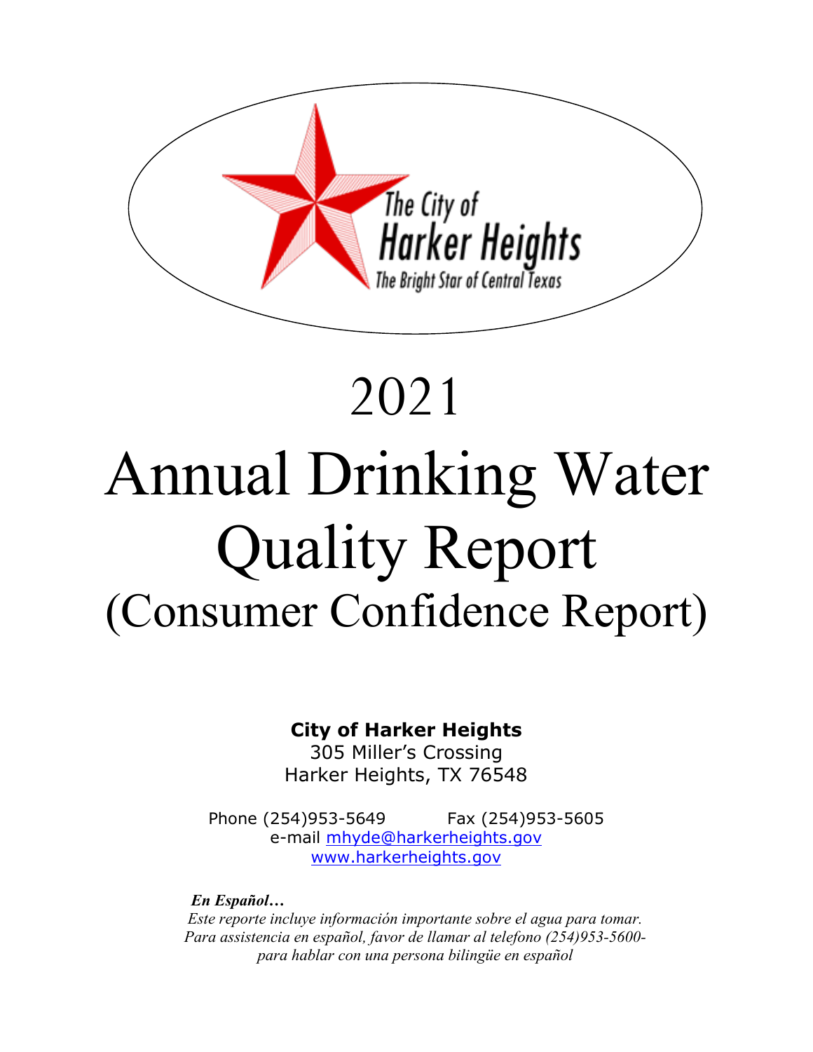The City of Harker Heights

The Bright Star of Central Texas

# 2021

# Annual Drinking Water Quality Report

# (Consumer Confidence Report)

**City of Harker Heights**
305 Miller's Crossing
Harker Heights, TX 76548

Phone (254)953-5649 Fax (254)953-5605
e-mail mhyde@harkerheights.gov
www.harkerheights.gov

***En Español…***
*Este reporte incluye información importante sobre el agua para tomar. Para assistencia en español, favor de llamar al telefono (254)953-5600- para hablar con una persona bilingüe en español*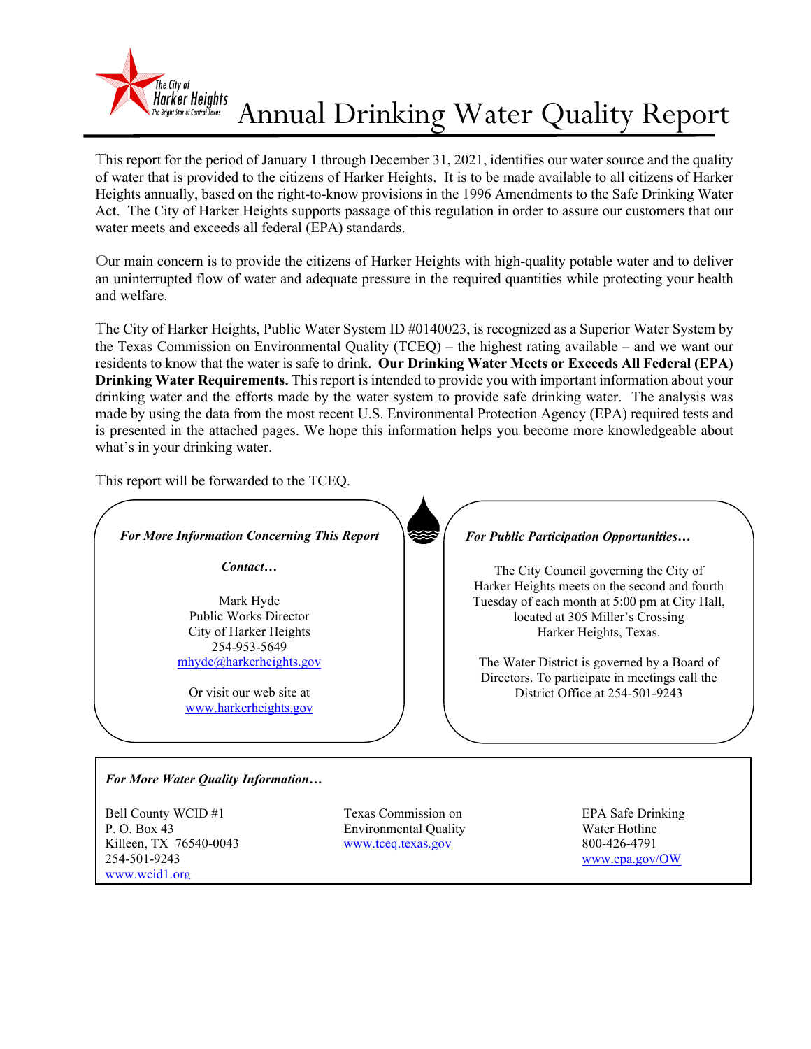The City of Harker Heights
The Bright Star of Central Texas

# Annual Drinking Water Quality Report

This report for the period of January 1 through December 31, 2021, identifies our water source and the quality of water that is provided to the citizens of Harker Heights. It is to be made available to all citizens of Harker Heights annually, based on the right-to-know provisions in the 1996 Amendments to the Safe Drinking Water Act. The City of Harker Heights supports passage of this regulation in order to assure our customers that our water meets and exceeds all federal (EPA) standards.

Our main concern is to provide the citizens of Harker Heights with high-quality potable water and to deliver an uninterrupted flow of water and adequate pressure in the required quantities while protecting your health and welfare.

The City of Harker Heights, Public Water System ID #0140023, is recognized as a Superior Water System by the Texas Commission on Environmental Quality (TCEQ) – the highest rating available – and we want our residents to know that the water is safe to drink. **Our Drinking Water Meets or Exceeds All Federal (EPA) Drinking Water Requirements.** This report is intended to provide you with important information about your drinking water and the efforts made by the water system to provide safe drinking water. The analysis was made by using the data from the most recent U.S. Environmental Protection Agency (EPA) required tests and is presented in the attached pages. We hope this information helps you become more knowledgeable about what's in your drinking water.

This report will be forwarded to the TCEQ.

***For More Information Concerning This Report***

***Contact…***

Mark Hyde
Public Works Director
City of Harker Heights
254-953-5649
mhyde@harkerheights.gov

Or visit our web site at
www.harkerheights.gov

***For Public Participation Opportunities…***

The City Council governing the City of Harker Heights meets on the second and fourth Tuesday of each month at 5:00 pm at City Hall, located at 305 Miller's Crossing Harker Heights, Texas.

The Water District is governed by a Board of Directors. To participate in meetings call the District Office at 254-501-9243

***For More Water Quality Information…***

Bell County WCID #1
P. O. Box 43
Killeen, TX 76540-0043
254-501-9243
www.wcid1.org

Texas Commission on Environmental Quality
www.tceq.texas.gov

EPA Safe Drinking Water Hotline
800-426-4791
www.epa.gov/OW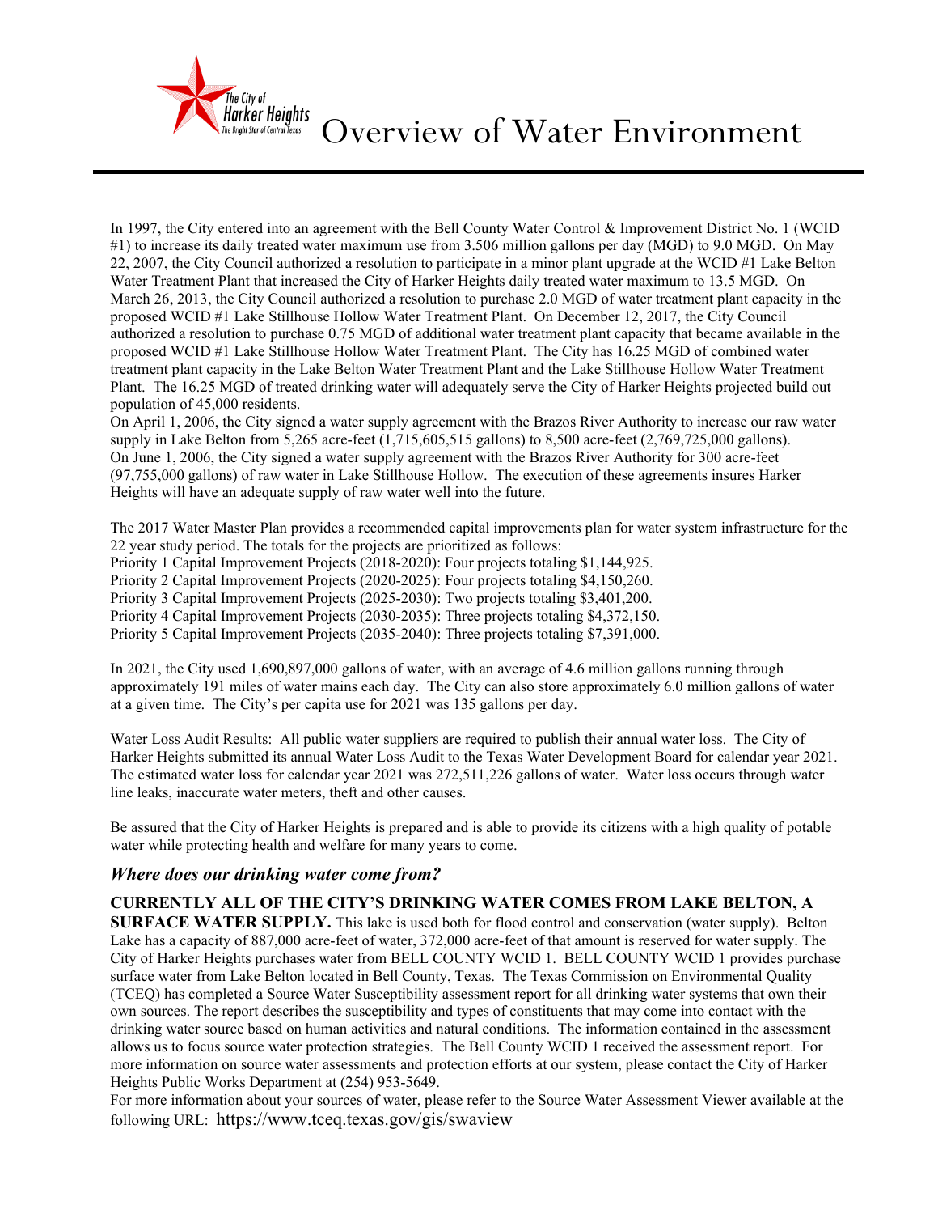# Overview of Water Environment

In 1997, the City entered into an agreement with the Bell County Water Control & Improvement District No. 1 (WCID #1) to increase its daily treated water maximum use from 3.506 million gallons per day (MGD) to 9.0 MGD. On May 22, 2007, the City Council authorized a resolution to participate in a minor plant upgrade at the WCID #1 Lake Belton Water Treatment Plant that increased the City of Harker Heights daily treated water maximum to 13.5 MGD. On March 26, 2013, the City Council authorized a resolution to purchase 2.0 MGD of water treatment plant capacity in the proposed WCID #1 Lake Stillhouse Hollow Water Treatment Plant. On December 12, 2017, the City Council authorized a resolution to purchase 0.75 MGD of additional water treatment plant capacity that became available in the proposed WCID #1 Lake Stillhouse Hollow Water Treatment Plant. The City has 16.25 MGD of combined water treatment plant capacity in the Lake Belton Water Treatment Plant and the Lake Stillhouse Hollow Water Treatment Plant. The 16.25 MGD of treated drinking water will adequately serve the City of Harker Heights projected build out population of 45,000 residents.

On April 1, 2006, the City signed a water supply agreement with the Brazos River Authority to increase our raw water supply in Lake Belton from 5,265 acre-feet (1,715,605,515 gallons) to 8,500 acre-feet (2,769,725,000 gallons). On June 1, 2006, the City signed a water supply agreement with the Brazos River Authority for 300 acre-feet (97,755,000 gallons) of raw water in Lake Stillhouse Hollow. The execution of these agreements insures Harker Heights will have an adequate supply of raw water well into the future.

The 2017 Water Master Plan provides a recommended capital improvements plan for water system infrastructure for the 22 year study period. The totals for the projects are prioritized as follows:

Priority 1 Capital Improvement Projects (2018-2020): Four projects totaling $1,144,925.
Priority 2 Capital Improvement Projects (2020-2025): Four projects totaling $4,150,260.
Priority 3 Capital Improvement Projects (2025-2030): Two projects totaling $3,401,200.
Priority 4 Capital Improvement Projects (2030-2035): Three projects totaling $4,372,150.
Priority 5 Capital Improvement Projects (2035-2040): Three projects totaling $7,391,000.

In 2021, the City used 1,690,897,000 gallons of water, with an average of 4.6 million gallons running through approximately 191 miles of water mains each day. The City can also store approximately 6.0 million gallons of water at a given time. The City's per capita use for 2021 was 135 gallons per day.

Water Loss Audit Results: All public water suppliers are required to publish their annual water loss. The City of Harker Heights submitted its annual Water Loss Audit to the Texas Water Development Board for calendar year 2021. The estimated water loss for calendar year 2021 was 272,511,226 gallons of water. Water loss occurs through water line leaks, inaccurate water meters, theft and other causes.

Be assured that the City of Harker Heights is prepared and is able to provide its citizens with a high quality of potable water while protecting health and welfare for many years to come.

## *Where does our drinking water come from?*

**CURRENTLY ALL OF THE CITY'S DRINKING WATER COMES FROM LAKE BELTON, A SURFACE WATER SUPPLY.** This lake is used both for flood control and conservation (water supply). Belton Lake has a capacity of 887,000 acre-feet of water, 372,000 acre-feet of that amount is reserved for water supply. The City of Harker Heights purchases water from BELL COUNTY WCID 1. BELL COUNTY WCID 1 provides purchase surface water from Lake Belton located in Bell County, Texas. The Texas Commission on Environmental Quality (TCEQ) has completed a Source Water Susceptibility assessment report for all drinking water systems that own their own sources. The report describes the susceptibility and types of constituents that may come into contact with the drinking water source based on human activities and natural conditions. The information contained in the assessment allows us to focus source water protection strategies. The Bell County WCID 1 received the assessment report. For more information on source water assessments and protection efforts at our system, please contact the City of Harker Heights Public Works Department at (254) 953-5649.

For more information about your sources of water, please refer to the Source Water Assessment Viewer available at the following URL: https://www.tceq.texas.gov/gis/swaview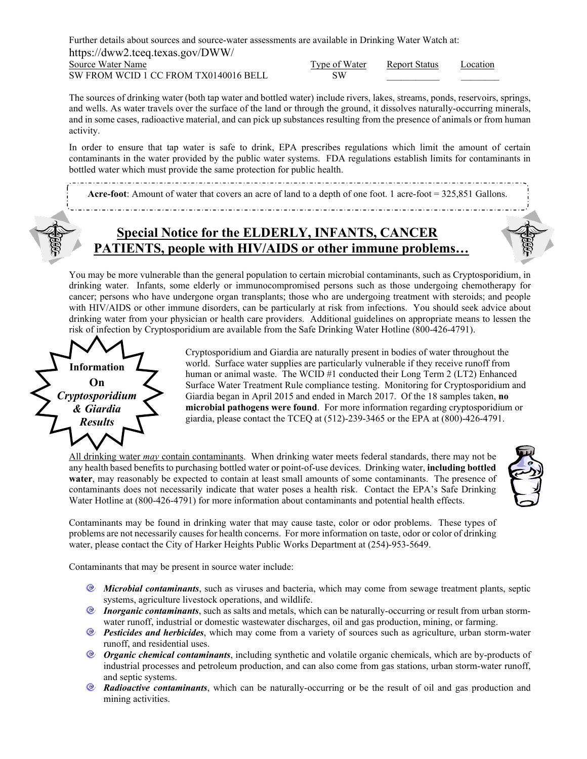Further details about sources and source-water assessments are available in Drinking Water Watch at:

https://dww2.tceq.texas.gov/DWW/

| Source Water Name | Type of Water | Report Status | Location |
|---|---|---|---|
| SW FROM WCID 1 CC FROM TX0140016 BELL | SW | ___________ | ________ |

The sources of drinking water (both tap water and bottled water) include rivers, lakes, streams, ponds, reservoirs, springs, and wells. As water travels over the surface of the land or through the ground, it dissolves naturally-occurring minerals, and in some cases, radioactive material, and can pick up substances resulting from the presence of animals or from human activity.

In order to ensure that tap water is safe to drink, EPA prescribes regulations which limit the amount of certain contaminants in the water provided by the public water systems. FDA regulations establish limits for contaminants in bottled water which must provide the same protection for public health.

**Acre-foot**: Amount of water that covers an acre of land to a depth of one foot. 1 acre-foot = 325,851 Gallons.

## Special Notice for the ELDERLY, INFANTS, CANCER PATIENTS, people with HIV/AIDS or other immune problems…

You may be more vulnerable than the general population to certain microbial contaminants, such as Cryptosporidium, in drinking water. Infants, some elderly or immunocompromised persons such as those undergoing chemotherapy for cancer; persons who have undergone organ transplants; those who are undergoing treatment with steroids; and people with HIV/AIDS or other immune disorders, can be particularly at risk from infections. You should seek advice about drinking water from your physician or health care providers. Additional guidelines on appropriate means to lessen the risk of infection by Cryptosporidium are available from the Safe Drinking Water Hotline (800-426-4791).

**Information On *Cryptosporidium & Giardia Results***

Cryptosporidium and Giardia are naturally present in bodies of water throughout the world. Surface water supplies are particularly vulnerable if they receive runoff from human or animal waste. The WCID #1 conducted their Long Term 2 (LT2) Enhanced Surface Water Treatment Rule compliance testing. Monitoring for Cryptosporidium and Giardia began in April 2015 and ended in March 2017. Of the 18 samples taken, **no microbial pathogens were found**. For more information regarding cryptosporidium or giardia, please contact the TCEQ at (512)-239-3465 or the EPA at (800)-426-4791.

All drinking water *may* contain contaminants. When drinking water meets federal standards, there may not be any health based benefits to purchasing bottled water or point-of-use devices. Drinking water, **including bottled water**, may reasonably be expected to contain at least small amounts of some contaminants. The presence of contaminants does not necessarily indicate that water poses a health risk. Contact the EPA's Safe Drinking Water Hotline at (800-426-4791) for more information about contaminants and potential health effects.

Contaminants may be found in drinking water that may cause taste, color or odor problems. These types of problems are not necessarily causes for health concerns. For more information on taste, odor or color of drinking water, please contact the City of Harker Heights Public Works Department at (254)-953-5649.

Contaminants that may be present in source water include:

- ***Microbial contaminants***, such as viruses and bacteria, which may come from sewage treatment plants, septic systems, agriculture livestock operations, and wildlife.
- ***Inorganic contaminants***, such as salts and metals, which can be naturally-occurring or result from urban storm-water runoff, industrial or domestic wastewater discharges, oil and gas production, mining, or farming.
- ***Pesticides and herbicides***, which may come from a variety of sources such as agriculture, urban storm-water runoff, and residential uses.
- ***Organic chemical contaminants***, including synthetic and volatile organic chemicals, which are by-products of industrial processes and petroleum production, and can also come from gas stations, urban storm-water runoff, and septic systems.
- ***Radioactive contaminants***, which can be naturally-occurring or be the result of oil and gas production and mining activities.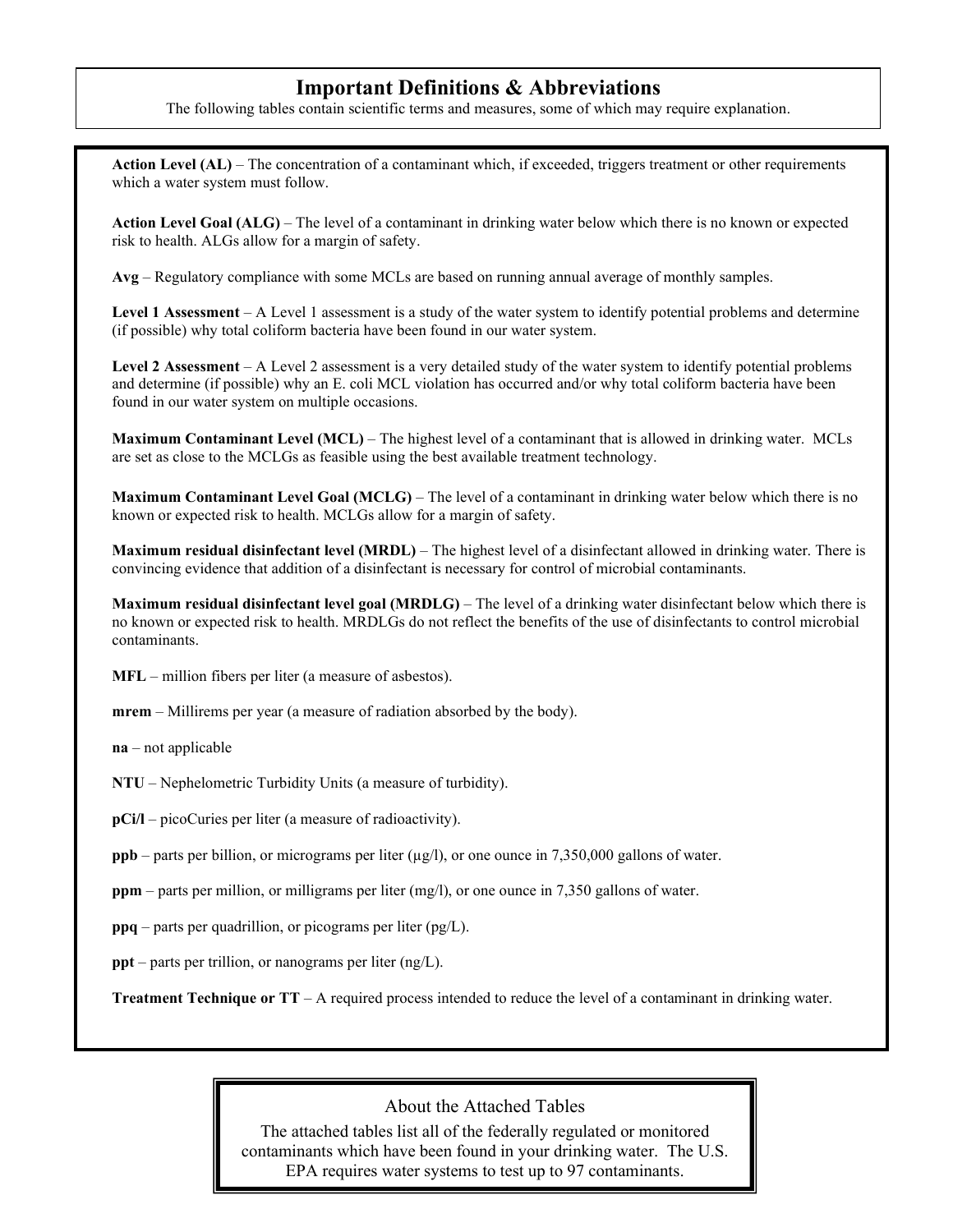## Important Definitions & Abbreviations

The following tables contain scientific terms and measures, some of which may require explanation.

**Action Level (AL)** – The concentration of a contaminant which, if exceeded, triggers treatment or other requirements which a water system must follow.

**Action Level Goal (ALG)** – The level of a contaminant in drinking water below which there is no known or expected risk to health. ALGs allow for a margin of safety.

**Avg** – Regulatory compliance with some MCLs are based on running annual average of monthly samples.

**Level 1 Assessment** – A Level 1 assessment is a study of the water system to identify potential problems and determine (if possible) why total coliform bacteria have been found in our water system.

**Level 2 Assessment** – A Level 2 assessment is a very detailed study of the water system to identify potential problems and determine (if possible) why an E. coli MCL violation has occurred and/or why total coliform bacteria have been found in our water system on multiple occasions.

**Maximum Contaminant Level (MCL)** – The highest level of a contaminant that is allowed in drinking water. MCLs are set as close to the MCLGs as feasible using the best available treatment technology.

**Maximum Contaminant Level Goal (MCLG)** – The level of a contaminant in drinking water below which there is no known or expected risk to health. MCLGs allow for a margin of safety.

**Maximum residual disinfectant level (MRDL)** – The highest level of a disinfectant allowed in drinking water. There is convincing evidence that addition of a disinfectant is necessary for control of microbial contaminants.

**Maximum residual disinfectant level goal (MRDLG)** – The level of a drinking water disinfectant below which there is no known or expected risk to health. MRDLGs do not reflect the benefits of the use of disinfectants to control microbial contaminants.

**MFL** – million fibers per liter (a measure of asbestos).

**mrem** – Millirems per year (a measure of radiation absorbed by the body).

**na** – not applicable

**NTU** – Nephelometric Turbidity Units (a measure of turbidity).

**pCi/l** – picoCuries per liter (a measure of radioactivity).

**ppb** – parts per billion, or micrograms per liter (µg/l), or one ounce in 7,350,000 gallons of water.

**ppm** – parts per million, or milligrams per liter (mg/l), or one ounce in 7,350 gallons of water.

**ppq** – parts per quadrillion, or picograms per liter (pg/L).

**ppt** – parts per trillion, or nanograms per liter (ng/L).

**Treatment Technique or TT** – A required process intended to reduce the level of a contaminant in drinking water.

### About the Attached Tables

The attached tables list all of the federally regulated or monitored contaminants which have been found in your drinking water. The U.S. EPA requires water systems to test up to 97 contaminants.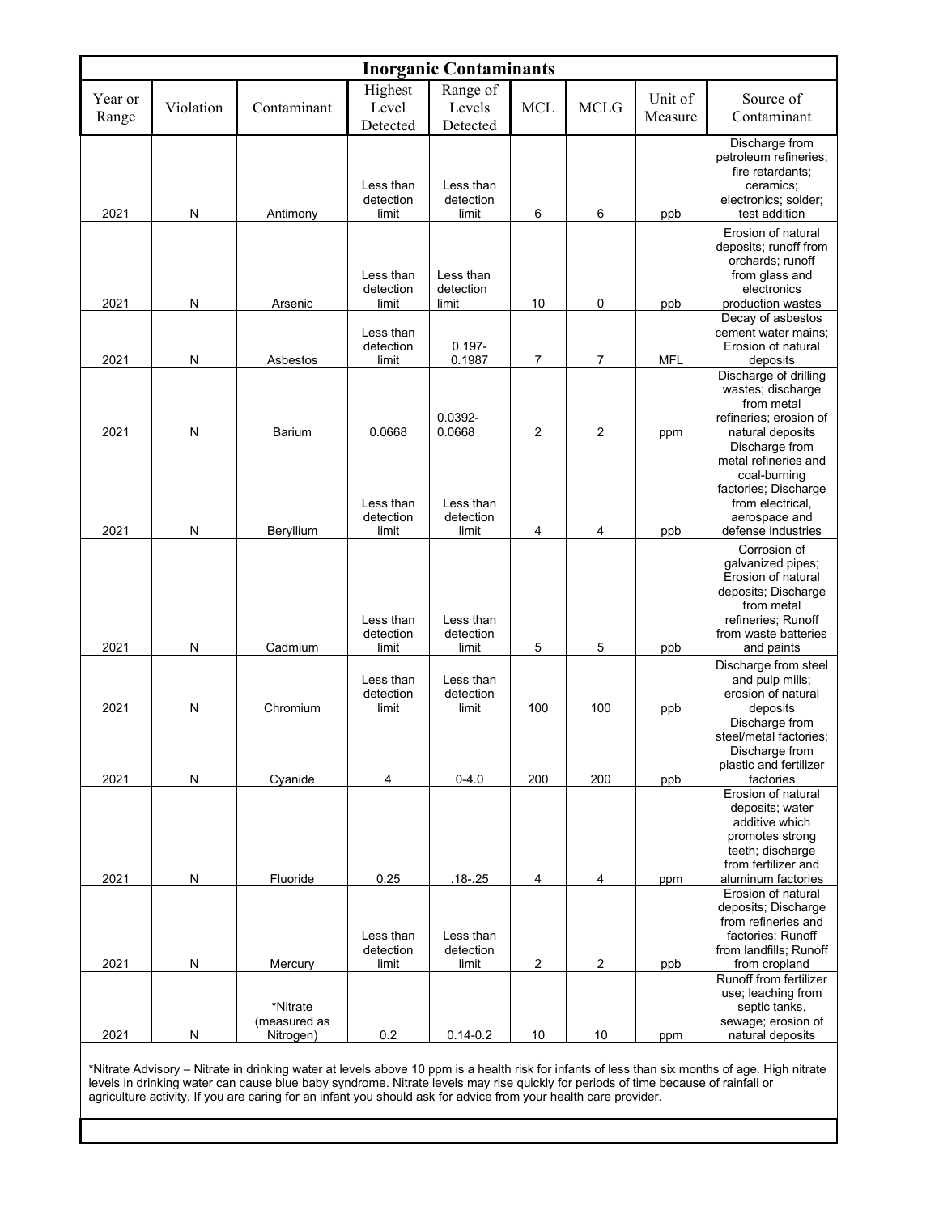| Inorganic Contaminants | | | | | | | | |
|---|---|---|---|---|---|---|---|---|
| Year or Range | Violation | Contaminant | Highest Level Detected | Range of Levels Detected | MCL | MCLG | Unit of Measure | Source of Contaminant |
| 2021 | N | Antimony | Less than detection limit | Less than detection limit | 6 | 6 | ppb | Discharge from petroleum refineries; fire retardants; ceramics; electronics; solder; test addition |
| 2021 | N | Arsenic | Less than detection limit | Less than detection limit | 10 | 0 | ppb | Erosion of natural deposits; runoff from orchards; runoff from glass and electronics production wastes |
| 2021 | N | Asbestos | Less than detection limit | 0.197-0.1987 | 7 | 7 | MFL | Decay of asbestos cement water mains; Erosion of natural deposits |
| 2021 | N | Barium | 0.0668 | 0.0392-0.0668 | 2 | 2 | ppm | Discharge of drilling wastes; discharge from metal refineries; erosion of natural deposits |
| 2021 | N | Beryllium | Less than detection limit | Less than detection limit | 4 | 4 | ppb | Discharge from metal refineries and coal-burning factories; Discharge from electrical, aerospace and defense industries |
| 2021 | N | Cadmium | Less than detection limit | Less than detection limit | 5 | 5 | ppb | Corrosion of galvanized pipes; Erosion of natural deposits; Discharge from metal refineries; Runoff from waste batteries and paints |
| 2021 | N | Chromium | Less than detection limit | Less than detection limit | 100 | 100 | ppb | Discharge from steel and pulp mills; erosion of natural deposits |
| 2021 | N | Cyanide | 4 | 0-4.0 | 200 | 200 | ppb | Discharge from steel/metal factories; Discharge from plastic and fertilizer factories |
| 2021 | N | Fluoride | 0.25 | .18-.25 | 4 | 4 | ppm | Erosion of natural deposits; water additive which promotes strong teeth; discharge from fertilizer and aluminum factories |
| 2021 | N | Mercury | Less than detection limit | Less than detection limit | 2 | 2 | ppb | Erosion of natural deposits; Discharge from refineries and factories; Runoff from landfills; Runoff from cropland |
| 2021 | N | *Nitrate (measured as Nitrogen) | 0.2 | 0.14-0.2 | 10 | 10 | ppm | Runoff from fertilizer use; leaching from septic tanks, sewage; erosion of natural deposits |

*Nitrate Advisory – Nitrate in drinking water at levels above 10 ppm is a health risk for infants of less than six months of age. High nitrate levels in drinking water can cause blue baby syndrome. Nitrate levels may rise quickly for periods of time because of rainfall or agriculture activity. If you are caring for an infant you should ask for advice from your health care provider.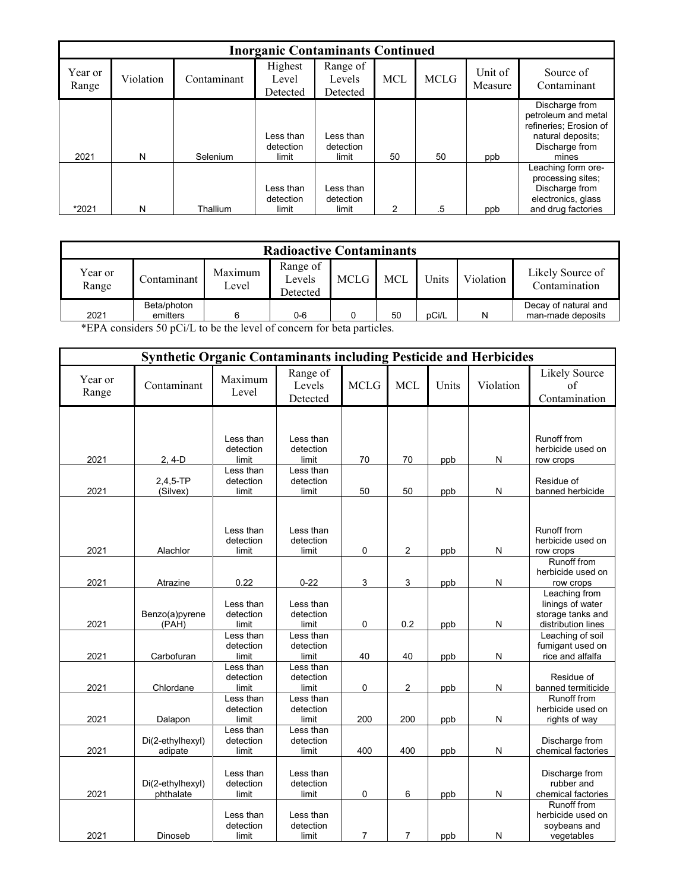| Inorganic Contaminants Continued | | | | | | | | |
|---|---|---|---|---|---|---|---|---|
| Year or Range | Violation | Contaminant | Highest Level Detected | Range of Levels Detected | MCL | MCLG | Unit of Measure | Source of Contaminant |
| 2021 | N | Selenium | Less than detection limit | Less than detection limit | 50 | 50 | ppb | Discharge from petroleum and metal refineries; Erosion of natural deposits; Discharge from mines |
| *2021 | N | Thallium | Less than detection limit | Less than detection limit | 2 | .5 | ppb | Leaching form ore-processing sites; Discharge from electronics, glass and drug factories |

| Radioactive Contaminants | | | | | | | | |
|---|---|---|---|---|---|---|---|---|
| Year or Range | Contaminant | Maximum Level | Range of Levels Detected | MCLG | MCL | Units | Violation | Likely Source of Contamination |
| 2021 | Beta/photon emitters | 6 | 0-6 | 0 | 50 | pCi/L | N | Decay of natural and man-made deposits |

*EPA considers 50 pCi/L to be the level of concern for beta particles.

| Synthetic Organic Contaminants including Pesticide and Herbicides | | | | | | | | |
|---|---|---|---|---|---|---|---|---|
| Year or Range | Contaminant | Maximum Level | Range of Levels Detected | MCLG | MCL | Units | Violation | Likely Source of Contamination |
| 2021 | 2, 4-D | Less than detection limit | Less than detection limit | 70 | 70 | ppb | N | Runoff from herbicide used on row crops |
| 2021 | 2,4,5-TP (Silvex) | Less than detection limit | Less than detection limit | 50 | 50 | ppb | N | Residue of banned herbicide |
| 2021 | Alachlor | Less than detection limit | Less than detection limit | 0 | 2 | ppb | N | Runoff from herbicide used on row crops |
| 2021 | Atrazine | 0.22 | 0-22 | 3 | 3 | ppb | N | Runoff from herbicide used on row crops |
| 2021 | Benzo(a)pyrene (PAH) | Less than detection limit | Less than detection limit | 0 | 0.2 | ppb | N | Leaching from linings of water storage tanks and distribution lines |
| 2021 | Carbofuran | Less than detection limit | Less than detection limit | 40 | 40 | ppb | N | Leaching of soil fumigant used on rice and alfalfa |
| 2021 | Chlordane | Less than detection limit | Less than detection limit | 0 | 2 | ppb | N | Residue of banned termiticide |
| 2021 | Dalapon | Less than detection limit | Less than detection limit | 200 | 200 | ppb | N | Runoff from herbicide used on rights of way |
| 2021 | Di(2-ethylhexyl) adipate | Less than detection limit | Less than detection limit | 400 | 400 | ppb | N | Discharge from chemical factories |
| 2021 | Di(2-ethylhexyl) phthalate | Less than detection limit | Less than detection limit | 0 | 6 | ppb | N | Discharge from rubber and chemical factories |
| 2021 | Dinoseb | Less than detection limit | Less than detection limit | 7 | 7 | ppb | N | Runoff from herbicide used on soybeans and vegetables |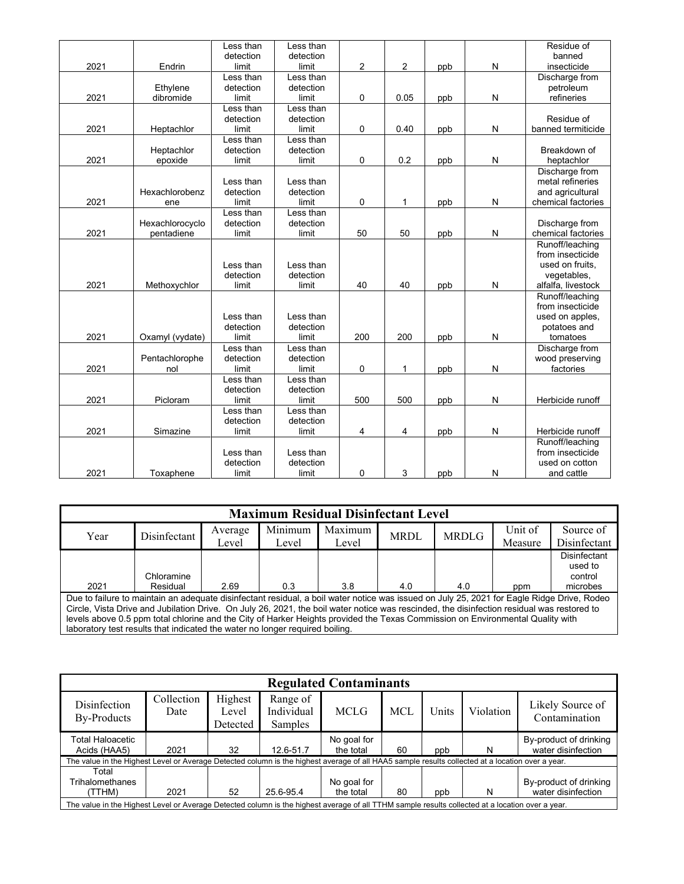| 2021 | Endrin | Less than detection limit | Less than detection limit | 2 | 2 | ppb | N | Residue of banned insecticide |
|---|---|---|---|---|---|---|---|---|
| 2021 | Ethylene dibromide | Less than detection limit | Less than detection limit | 0 | 0.05 | ppb | N | Discharge from petroleum refineries |
| 2021 | Heptachlor | Less than detection limit | Less than detection limit | 0 | 0.40 | ppb | N | Residue of banned termiticide |
| 2021 | Heptachlor epoxide | Less than detection limit | Less than detection limit | 0 | 0.2 | ppb | N | Breakdown of heptachlor |
| 2021 | Hexachlorobenzene | Less than detection limit | Less than detection limit | 0 | 1 | ppb | N | Discharge from metal refineries and agricultural chemical factories |
| 2021 | Hexachlorocyclopentadiene | Less than detection limit | Less than detection limit | 50 | 50 | ppb | N | Discharge from chemical factories |
| 2021 | Methoxychlor | Less than detection limit | Less than detection limit | 40 | 40 | ppb | N | Runoff/leaching from insecticide used on fruits, vegetables, alfalfa, livestock |
| 2021 | Oxamyl (vydate) | Less than detection limit | Less than detection limit | 200 | 200 | ppb | N | Runoff/leaching from insecticide used on apples, potatoes and tomatoes |
| 2021 | Pentachlorophenol | Less than detection limit | Less than detection limit | 0 | 1 | ppb | N | Discharge from wood preserving factories |
| 2021 | Picloram | Less than detection limit | Less than detection limit | 500 | 500 | ppb | N | Herbicide runoff |
| 2021 | Simazine | Less than detection limit | Less than detection limit | 4 | 4 | ppb | N | Herbicide runoff |
| 2021 | Toxaphene | Less than detection limit | Less than detection limit | 0 | 3 | ppb | N | Runoff/leaching from insecticide used on cotton and cattle |

**Maximum Residual Disinfectant Level**

| Year | Disinfectant | Average Level | Minimum Level | Maximum Level | MRDL | MRDLG | Unit of Measure | Source of Disinfectant |
|---|---|---|---|---|---|---|---|---|
| 2021 | Chloramine Residual | 2.69 | 0.3 | 3.8 | 4.0 | 4.0 | ppm | Disinfectant used to control microbes |

Due to failure to maintain an adequate disinfectant residual, a boil water notice was issued on July 25, 2021 for Eagle Ridge Drive, Rodeo Circle, Vista Drive and Jubilation Drive. On July 26, 2021, the boil water notice was rescinded, the disinfection residual was restored to levels above 0.5 ppm total chlorine and the City of Harker Heights provided the Texas Commission on Environmental Quality with laboratory test results that indicated the water no longer required boiling.

**Regulated Contaminants**

| Disinfection By-Products | Collection Date | Highest Level Detected | Range of Individual Samples | MCLG | MCL | Units | Violation | Likely Source of Contamination |
|---|---|---|---|---|---|---|---|---|
| Total Haloacetic Acids (HAA5) | 2021 | 32 | 12.6-51.7 | No goal for the total | 60 | ppb | N | By-product of drinking water disinfection |
| The value in the Highest Level or Average Detected column is the highest average of all HAA5 sample results collected at a location over a year. | | | | | | | | |
| Total Trihalomethanes (TTHM) | 2021 | 52 | 25.6-95.4 | No goal for the total | 80 | ppb | N | By-product of drinking water disinfection |
| The value in the Highest Level or Average Detected column is the highest average of all TTHM sample results collected at a location over a year. | | | | | | | | |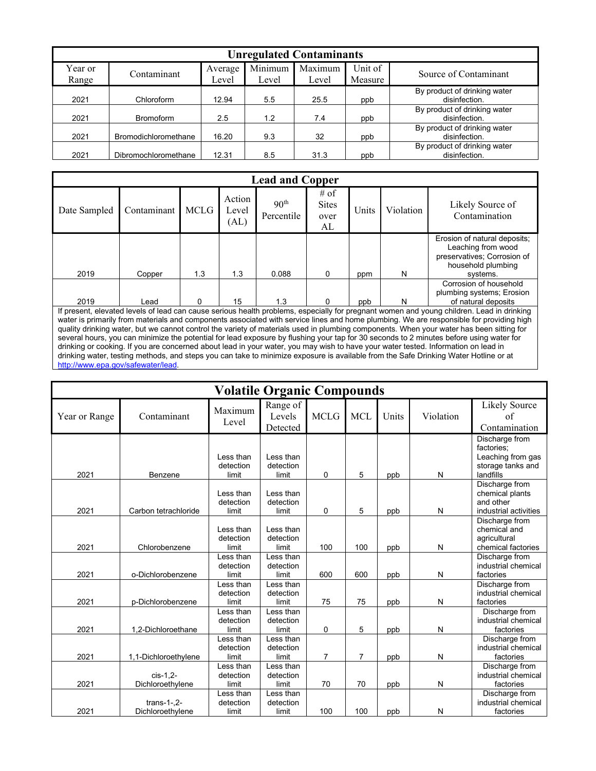## Unregulated Contaminants

| Year or Range | Contaminant | Average Level | Minimum Level | Maximum Level | Unit of Measure | Source of Contaminant |
|---|---|---|---|---|---|---|
| 2021 | Chloroform | 12.94 | 5.5 | 25.5 | ppb | By product of drinking water disinfection. |
| 2021 | Bromoform | 2.5 | 1.2 | 7.4 | ppb | By product of drinking water disinfection. |
| 2021 | Bromodichloromethane | 16.20 | 9.3 | 32 | ppb | By product of drinking water disinfection. |
| 2021 | Dibromochloromethane | 12.31 | 8.5 | 31.3 | ppb | By product of drinking water disinfection. |

## Lead and Copper

| Date Sampled | Contaminant | MCLG | Action Level (AL) | 90th Percentile | # of Sites over AL | Units | Violation | Likely Source of Contamination |
|---|---|---|---|---|---|---|---|---|
| 2019 | Copper | 1.3 | 1.3 | 0.088 | 0 | ppm | N | Erosion of natural deposits; Leaching from wood preservatives; Corrosion of household plumbing systems. |
| 2019 | Lead | 0 | 15 | 1.3 | 0 | ppb | N | Corrosion of household plumbing systems; Erosion of natural deposits |

If present, elevated levels of lead can cause serious health problems, especially for pregnant women and young children. Lead in drinking water is primarily from materials and components associated with service lines and home plumbing. We are responsible for providing high quality drinking water, but we cannot control the variety of materials used in plumbing components. When your water has been sitting for several hours, you can minimize the potential for lead exposure by flushing your tap for 30 seconds to 2 minutes before using water for drinking or cooking. If you are concerned about lead in your water, you may wish to have your water tested. Information on lead in drinking water, testing methods, and steps you can take to minimize exposure is available from the Safe Drinking Water Hotline or at http://www.epa.gov/safewater/lead.

## Volatile Organic Compounds

| Year or Range | Contaminant | Maximum Level | Range of Levels Detected | MCLG | MCL | Units | Violation | Likely Source of Contamination |
|---|---|---|---|---|---|---|---|---|
| 2021 | Benzene | Less than detection limit | Less than detection limit | 0 | 5 | ppb | N | Discharge from factories; Leaching from gas storage tanks and landfills |
| 2021 | Carbon tetrachloride | Less than detection limit | Less than detection limit | 0 | 5 | ppb | N | Discharge from chemical plants and other industrial activities |
| 2021 | Chlorobenzene | Less than detection limit | Less than detection limit | 100 | 100 | ppb | N | Discharge from chemical and agricultural chemical factories |
| 2021 | o-Dichlorobenzene | Less than detection limit | Less than detection limit | 600 | 600 | ppb | N | Discharge from industrial chemical factories |
| 2021 | p-Dichlorobenzene | Less than detection limit | Less than detection limit | 75 | 75 | ppb | N | Discharge from industrial chemical factories |
| 2021 | 1,2-Dichloroethane | Less than detection limit | Less than detection limit | 0 | 5 | ppb | N | Discharge from industrial chemical factories |
| 2021 | 1,1-Dichloroethylene | Less than detection limit | Less than detection limit | 7 | 7 | ppb | N | Discharge from industrial chemical factories |
| 2021 | cis-1,2-Dichloroethylene | Less than detection limit | Less than detection limit | 70 | 70 | ppb | N | Discharge from industrial chemical factories |
| 2021 | trans-1-,2-Dichloroethylene | Less than detection limit | Less than detection limit | 100 | 100 | ppb | N | Discharge from industrial chemical factories |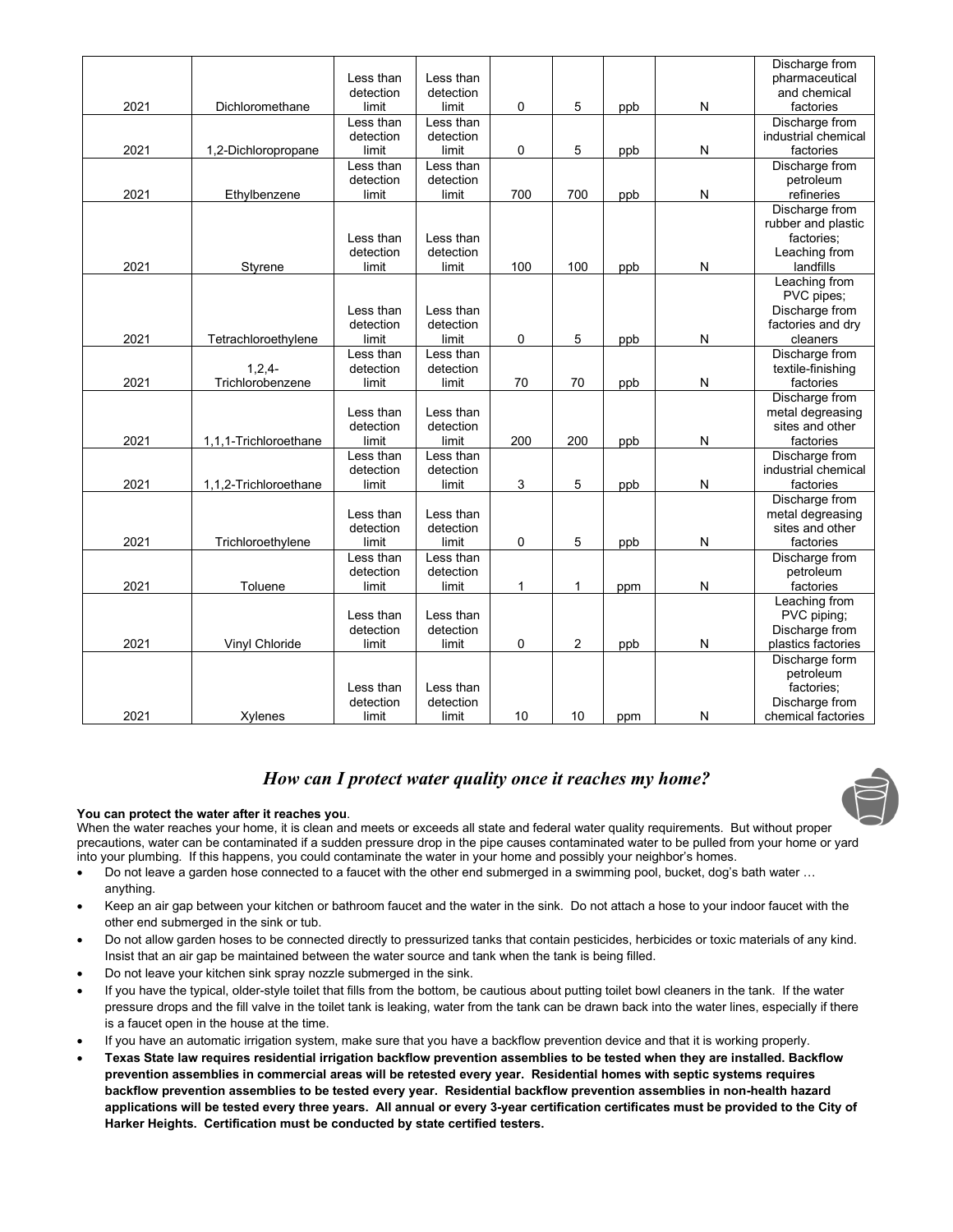| 2021 | Dichloromethane | Less than detection limit | Less than detection limit | 0 | 5 | ppb | N | Discharge from pharmaceutical and chemical factories |
|---|---|---|---|---|---|---|---|---|
| 2021 | 1,2-Dichloropropane | Less than detection limit | Less than detection limit | 0 | 5 | ppb | N | Discharge from industrial chemical factories |
| 2021 | Ethylbenzene | Less than detection limit | Less than detection limit | 700 | 700 | ppb | N | Discharge from petroleum refineries |
| 2021 | Styrene | Less than detection limit | Less than detection limit | 100 | 100 | ppb | N | Discharge from rubber and plastic factories; Leaching from landfills |
| 2021 | Tetrachloroethylene | Less than detection limit | Less than detection limit | 0 | 5 | ppb | N | Leaching from PVC pipes; Discharge from factories and dry cleaners |
| 2021 | 1,2,4-Trichlorobenzene | Less than detection limit | Less than detection limit | 70 | 70 | ppb | N | Discharge from textile-finishing factories |
| 2021 | 1,1,1-Trichloroethane | Less than detection limit | Less than detection limit | 200 | 200 | ppb | N | Discharge from metal degreasing sites and other factories |
| 2021 | 1,1,2-Trichloroethane | Less than detection limit | Less than detection limit | 3 | 5 | ppb | N | Discharge from industrial chemical factories |
| 2021 | Trichloroethylene | Less than detection limit | Less than detection limit | 0 | 5 | ppb | N | Discharge from metal degreasing sites and other factories |
| 2021 | Toluene | Less than detection limit | Less than detection limit | 1 | 1 | ppm | N | Discharge from petroleum factories |
| 2021 | Vinyl Chloride | Less than detection limit | Less than detection limit | 0 | 2 | ppb | N | Leaching from PVC piping; Discharge from plastics factories |
| 2021 | Xylenes | Less than detection limit | Less than detection limit | 10 | 10 | ppm | N | Discharge form petroleum factories; Discharge from chemical factories |

## *How can I protect water quality once it reaches my home?*

**You can protect the water after it reaches you**.
When the water reaches your home, it is clean and meets or exceeds all state and federal water quality requirements. But without proper precautions, water can be contaminated if a sudden pressure drop in the pipe causes contaminated water to be pulled from your home or yard into your plumbing. If this happens, you could contaminate the water in your home and possibly your neighbor's homes.

- Do not leave a garden hose connected to a faucet with the other end submerged in a swimming pool, bucket, dog's bath water … anything.
- Keep an air gap between your kitchen or bathroom faucet and the water in the sink. Do not attach a hose to your indoor faucet with the other end submerged in the sink or tub.
- Do not allow garden hoses to be connected directly to pressurized tanks that contain pesticides, herbicides or toxic materials of any kind. Insist that an air gap be maintained between the water source and tank when the tank is being filled.
- Do not leave your kitchen sink spray nozzle submerged in the sink.
- If you have the typical, older-style toilet that fills from the bottom, be cautious about putting toilet bowl cleaners in the tank. If the water pressure drops and the fill valve in the toilet tank is leaking, water from the tank can be drawn back into the water lines, especially if there is a faucet open in the house at the time.
- If you have an automatic irrigation system, make sure that you have a backflow prevention device and that it is working properly.
- **Texas State law requires residential irrigation backflow prevention assemblies to be tested when they are installed. Backflow prevention assemblies in commercial areas will be retested every year. Residential homes with septic systems requires backflow prevention assemblies to be tested every year. Residential backflow prevention assemblies in non-health hazard applications will be tested every three years. All annual or every 3-year certification certificates must be provided to the City of Harker Heights. Certification must be conducted by state certified testers.**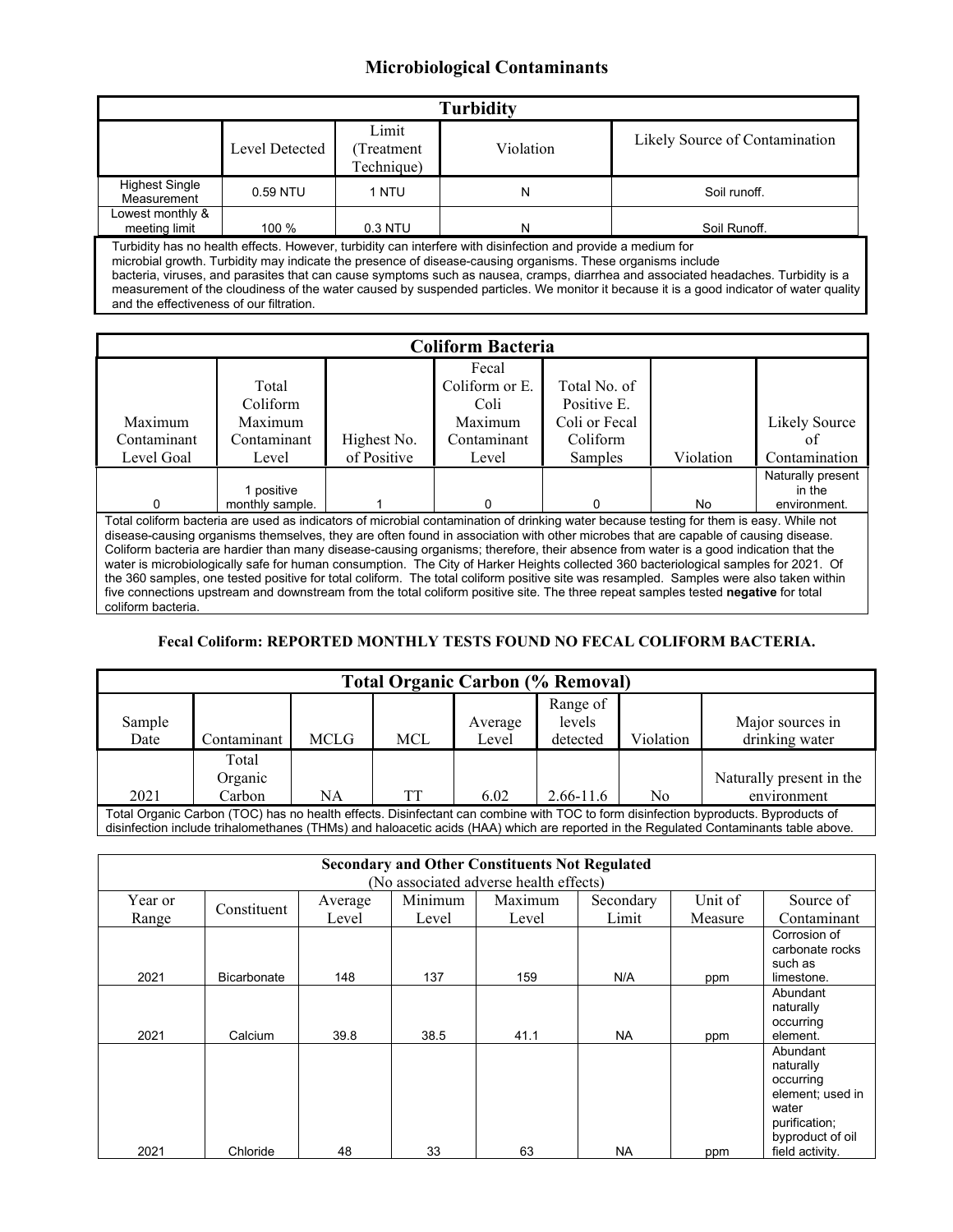## Microbiological Contaminants

| Turbidity | | | | |
|---|---|---|---|---|
| | Level Detected | Limit (Treatment Technique) | Violation | Likely Source of Contamination |
| Highest Single Measurement | 0.59 NTU | 1 NTU | N | Soil runoff. |
| Lowest monthly & meeting limit | 100 % | 0.3 NTU | N | Soil Runoff. |

Turbidity has no health effects. However, turbidity can interfere with disinfection and provide a medium for microbial growth. Turbidity may indicate the presence of disease-causing organisms. These organisms include bacteria, viruses, and parasites that can cause symptoms such as nausea, cramps, diarrhea and associated headaches. Turbidity is a measurement of the cloudiness of the water caused by suspended particles. We monitor it because it is a good indicator of water quality and the effectiveness of our filtration.

| Coliform Bacteria | | | | | | |
|---|---|---|---|---|---|---|
| Maximum Contaminant Level Goal | Total Coliform Maximum Contaminant Level | Highest No. of Positive | Fecal Coliform or E. Coli Maximum Contaminant Level | Total No. of Positive E. Coli or Fecal Coliform Samples | Violation | Likely Source of Contamination |
| 0 | 1 positive monthly sample. | 1 | 0 | 0 | No | Naturally present in the environment. |

Total coliform bacteria are used as indicators of microbial contamination of drinking water because testing for them is easy. While not disease-causing organisms themselves, they are often found in association with other microbes that are capable of causing disease. Coliform bacteria are hardier than many disease-causing organisms; therefore, their absence from water is a good indication that the water is microbiologically safe for human consumption. The City of Harker Heights collected 360 bacteriological samples for 2021. Of the 360 samples, one tested positive for total coliform. The total coliform positive site was resampled. Samples were also taken within five connections upstream and downstream from the total coliform positive site. The three repeat samples tested **negative** for total coliform bacteria.

**Fecal Coliform: REPORTED MONTHLY TESTS FOUND NO FECAL COLIFORM BACTERIA.**

| Total Organic Carbon (% Removal) | | | | | | | |
|---|---|---|---|---|---|---|---|
| Sample Date | Contaminant | MCLG | MCL | Average Level | Range of levels detected | Violation | Major sources in drinking water |
| 2021 | Total Organic Carbon | NA | TT | 6.02 | 2.66-11.6 | No | Naturally present in the environment |

Total Organic Carbon (TOC) has no health effects. Disinfectant can combine with TOC to form disinfection byproducts. Byproducts of disinfection include trihalomethanes (THMs) and haloacetic acids (HAA) which are reported in the Regulated Contaminants table above.

| Secondary and Other Constituents Not Regulated (No associated adverse health effects) | | | | | | | |
|---|---|---|---|---|---|---|---|
| Year or Range | Constituent | Average Level | Minimum Level | Maximum Level | Secondary Limit | Unit of Measure | Source of Contaminant |
| 2021 | Bicarbonate | 148 | 137 | 159 | N/A | ppm | Corrosion of carbonate rocks such as limestone. |
| 2021 | Calcium | 39.8 | 38.5 | 41.1 | NA | ppm | Abundant naturally occurring element. |
| 2021 | Chloride | 48 | 33 | 63 | NA | ppm | Abundant naturally occurring element; used in water purification; byproduct of oil field activity. |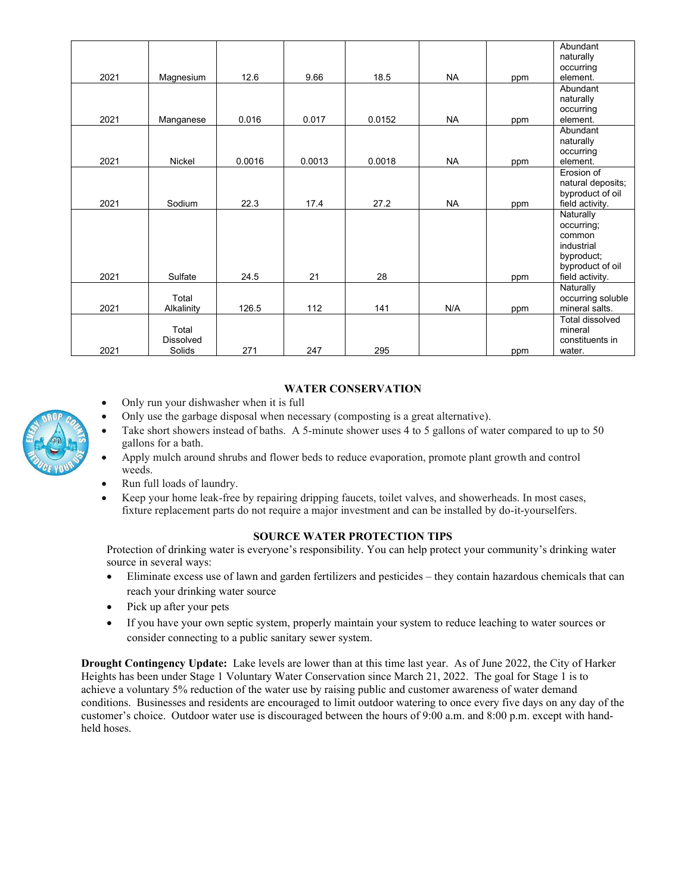| | | | | | | | |
|---|---|---|---|---|---|---|---|
| 2021 | Magnesium | 12.6 | 9.66 | 18.5 | NA | ppm | Abundant naturally occurring element. |
| 2021 | Manganese | 0.016 | 0.017 | 0.0152 | NA | ppm | Abundant naturally occurring element. |
| 2021 | Nickel | 0.0016 | 0.0013 | 0.0018 | NA | ppm | Abundant naturally occurring element. |
| 2021 | Sodium | 22.3 | 17.4 | 27.2 | NA | ppm | Erosion of natural deposits; byproduct of oil field activity. |
| 2021 | Sulfate | 24.5 | 21 | 28 | | ppm | Naturally occurring; common industrial byproduct; byproduct of oil field activity. |
| 2021 | Total Alkalinity | 126.5 | 112 | 141 | N/A | ppm | Naturally occurring soluble mineral salts. |
| 2021 | Total Dissolved Solids | 271 | 247 | 295 | | ppm | Total dissolved mineral constituents in water. |

## WATER CONSERVATION

- Only run your dishwasher when it is full
- Only use the garbage disposal when necessary (composting is a great alternative).
- Take short showers instead of baths. A 5-minute shower uses 4 to 5 gallons of water compared to up to 50 gallons for a bath.
- Apply mulch around shrubs and flower beds to reduce evaporation, promote plant growth and control weeds.
- Run full loads of laundry.
- Keep your home leak-free by repairing dripping faucets, toilet valves, and showerheads. In most cases, fixture replacement parts do not require a major investment and can be installed by do-it-yourselfers.

## SOURCE WATER PROTECTION TIPS

Protection of drinking water is everyone's responsibility. You can help protect your community's drinking water source in several ways:

- Eliminate excess use of lawn and garden fertilizers and pesticides – they contain hazardous chemicals that can reach your drinking water source
- Pick up after your pets
- If you have your own septic system, properly maintain your system to reduce leaching to water sources or consider connecting to a public sanitary sewer system.

**Drought Contingency Update:** Lake levels are lower than at this time last year. As of June 2022, the City of Harker Heights has been under Stage 1 Voluntary Water Conservation since March 21, 2022. The goal for Stage 1 is to achieve a voluntary 5% reduction of the water use by raising public and customer awareness of water demand conditions. Businesses and residents are encouraged to limit outdoor watering to once every five days on any day of the customer's choice. Outdoor water use is discouraged between the hours of 9:00 a.m. and 8:00 p.m. except with hand-held hoses.